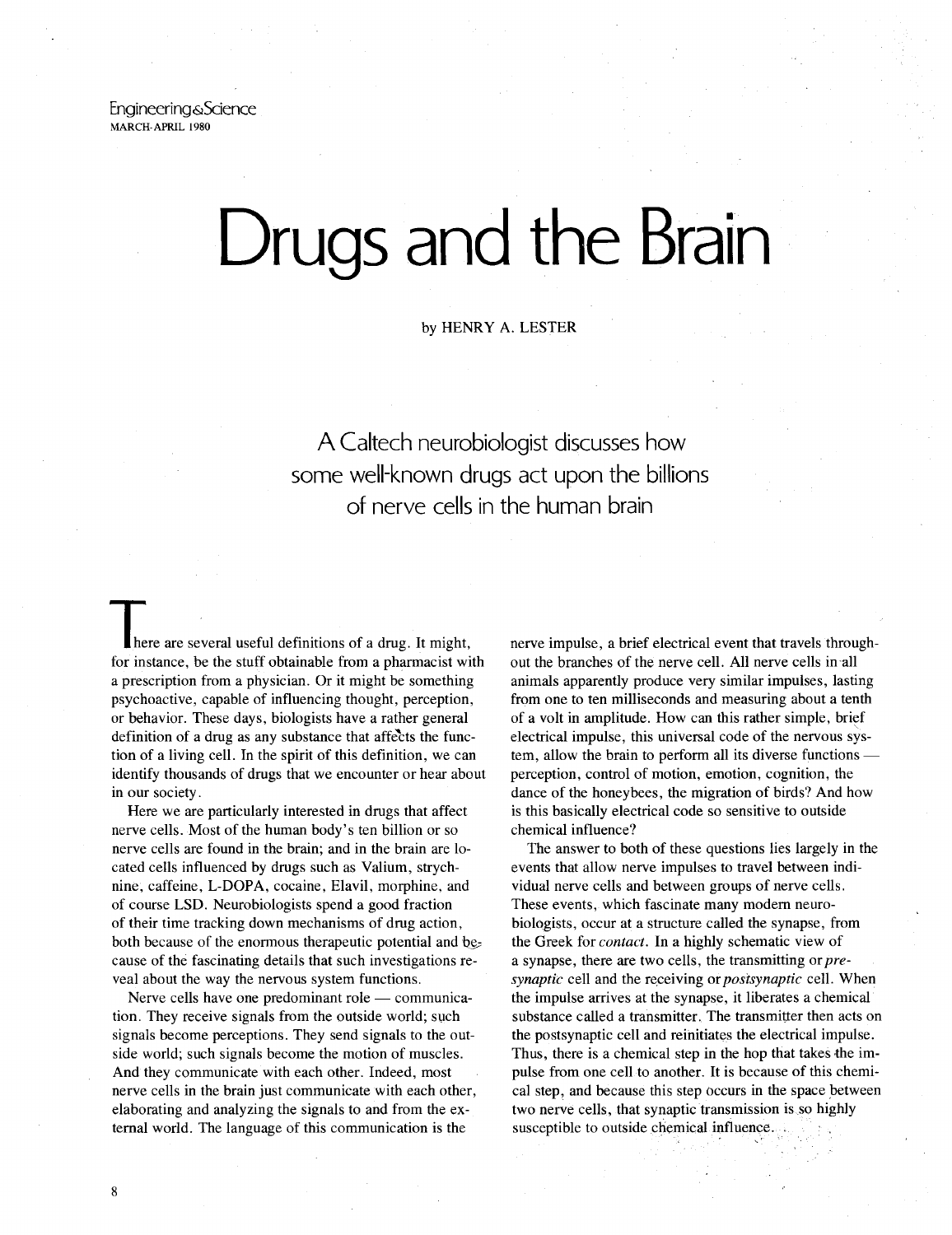# Drugs and the Brain

by HENRY A. LESTER

A Caltech neurobiologist discusses how some well-known drugs act upon the billions of nerve cells in the human brain

There are several useful definitions of a drug. It might, for instance, be the stuff obtainable from a pharmacist with a prescription from a physician. Or it might be something psychoactive, capable of influencing thought, perception, or behavior. These days, biologists have a rather general definition of a drug as any substance that affects the function of a living cell. In the spirit of this definition, we can identify thousands of drugs that we encounter or hear about in our society.

Here we are particularly interested in drugs that affect nerve cells. Most of the human body's ten billion or so nerve cells are found in the brain; and in the brain are located cells influenced by drugs such as Valium, strychnine, caffeine, L-DOPA, cocaine, Elavil, morphine, and of course LSD. Neurobiologists spend a good fraction of their time tracking down mechanisms of drug action, both because of the enormous therapeutic potential and because of the fascinating details that such investigations reveal about the way the nervous system functions.

Nerve cells have one predominant role — communication. They receive signals from the outside world; such signals become perceptions. They send signals to the outside world; such signals become the motion of muscles. And they communicate with each other. Indeed, most nerve cells in the brain just communicate with each other, elaborating and analyzing the signals to and from the external world. The language of this communication is the nerve impulse, a brief electrical event that travels throughout the branches of the nerve cell. All nerve cells in all animals apparently produce very similar impulses, lasting from one to ten milliseconds and measuring about a tenth of a volt in amplitude. How can this rather simple, brief electrical impulse, this universal code of the nervous system, allow the brain to perform all its diverse functions — perception, control of motion, emotion, cognition, the dance of the honeybees, the migration of birds? And how is this basically electrical code so sensitive to outside chemical influence?

The answer to both of these questions lies largely in the events that allow nerve impulses to travel between individual nerve cells and between groups of nerve cells. These events, which fascinate many modern neurobiologists, occur at a structure called the synapse, from the Greek for *contact*. In a highly schematic view of a synapse, there are two cells, the transmitting or *presynaptic* cell and the receiving or *postsynaptic* cell. When the impulse arrives at the synapse, it liberates a chemical substance called a transmitter. The transmitter then acts on the postsynaptic cell and reinitiates the electrical impulse. Thus, there is a chemical step in the hop that takes the impulse from one cell to another. It is because of this chemical step, and because this step occurs in the space between two nerve cells, that synaptic transmission is so highly susceptible to outside chemical influence.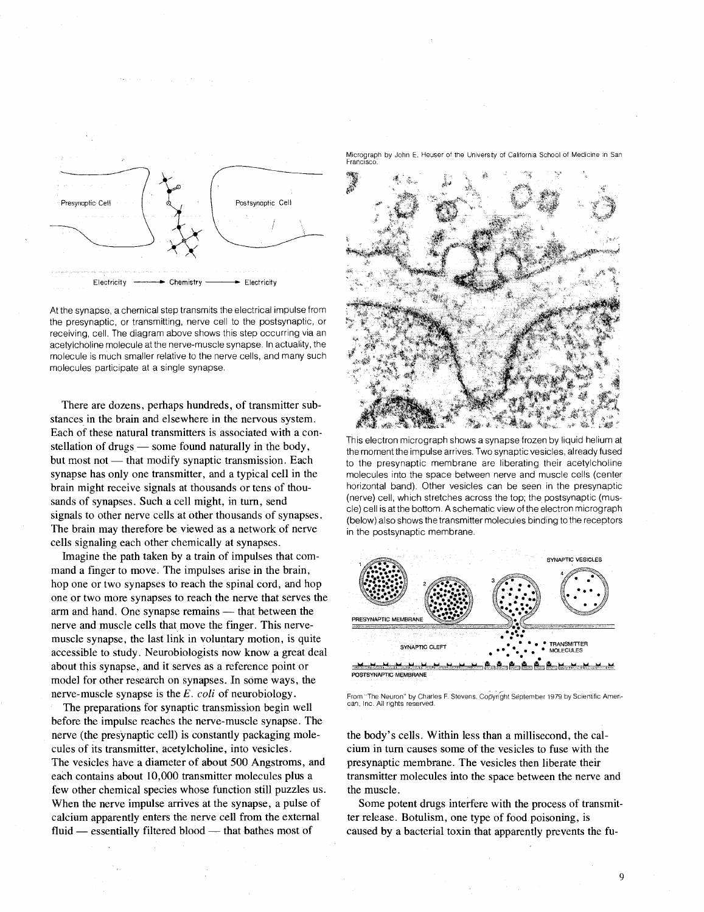Electricity ⟶ Chemistry ⟶ Electricity

At the synapse, a chemical step transmits the electrical impulse from the presynaptic, or transmitting, nerve cell to the postsynaptic, or receiving, cell. The diagram above shows this step occurring via an acetylcholine molecule at the nerve-muscle synapse. In actuality, the molecule is much smaller relative to the nerve cells, and many such molecules participate at a single synapse.

There are dozens, perhaps hundreds, of transmitter substances in the brain and elsewhere in the nervous system. Each of these natural transmitters is associated with a constellation of drugs — some found naturally in the body, but most not — that modify synaptic transmission. Each synapse has only one transmitter, and a typical cell in the brain might receive signals at thousands or tens of thousands of synapses. Such a cell might, in turn, send signals to other nerve cells at other thousands of synapses. The brain may therefore be viewed as a network of nerve cells signaling each other chemically at synapses.

Imagine the path taken by a train of impulses that command a finger to move. The impulses arise in the brain, hop one or two synapses to reach the spinal cord, and hop one or two more synapses to reach the nerve that serves the arm and hand. One synapse remains — that between the nerve and muscle cells that move the finger. This nerve-muscle synapse, the last link in voluntary motion, is quite accessible to study. Neurobiologists now know a great deal about this synapse, and it serves as a reference point or model for other research on synapses. In some ways, the nerve-muscle synapse is the *E. coli* of neurobiology.

The preparations for synaptic transmission begin well before the impulse reaches the nerve-muscle synapse. The nerve (the presynaptic cell) is constantly packaging molecules of its transmitter, acetylcholine, into vesicles. The vesicles have a diameter of about 500 Angstroms, and each contains about 10,000 transmitter molecules plus a few other chemical species whose function still puzzles us. When the nerve impulse arrives at the synapse, a pulse of calcium apparently enters the nerve cell from the external fluid — essentially filtered blood — that bathes most of the body's cells. Within less than a millisecond, the calcium in turn causes some of the vesicles to fuse with the presynaptic membrane. The vesicles then liberate their transmitter molecules into the space between the nerve and the muscle.

Some potent drugs interfere with the process of transmitter release. Botulism, one type of food poisoning, is caused by a bacterial toxin that apparently prevents the fu-

Micrograph by John E. Heuser of the University of California School of Medicine in San Francisco.

This electron micrograph shows a synapse frozen by liquid helium at the moment the impulse arrives. Two synaptic vesicles, already fused to the presynaptic membrane are liberating their acetylcholine molecules into the space between nerve and muscle cells (center horizontal band). Other vesicles can be seen in the presynaptic (nerve) cell, which stretches across the top; the postsynaptic (muscle) cell is at the bottom. A schematic view of the electron micrograph (below) also shows the transmitter molecules binding to the receptors in the postsynaptic membrane.

From "The Neuron" by Charles F. Stevens. Copyright September 1979 by Scientific American, Inc. All rights reserved.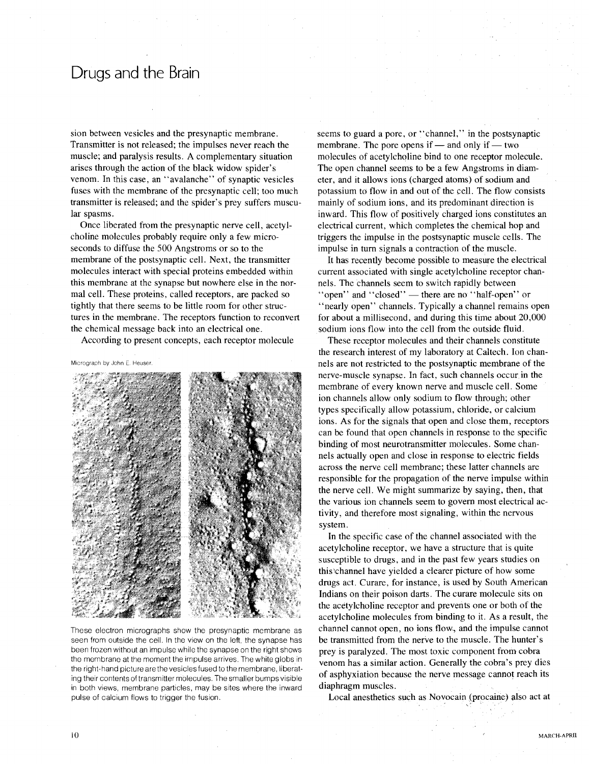sion between vesicles and the presynaptic membrane. Transmitter is not released; the impulses never reach the muscle; and paralysis results. A complementary situation arises through the action of the black widow spider's venom. In this case, an "avalanche" of synaptic vesicles fuses with the membrane of the presynaptic cell; too much transmitter is released; and the spider's prey suffers muscular spasms.

Once liberated from the presynaptic nerve cell, acetylcholine molecules probably require only a few microseconds to diffuse the 500 Angstroms or so to the membrane of the postsynaptic cell. Next, the transmitter molecules interact with special proteins embedded within this membrane at the synapse but nowhere else in the normal cell. These proteins, called receptors, are packed so tightly that there seems to be little room for other structures in the membrane. The receptors function to reconvert the chemical message back into an electrical one.

According to present concepts, each receptor molecule seems to guard a pore, or "channel," in the postsynaptic membrane. The pore opens if — and only if — two molecules of acetylcholine bind to one receptor molecule. The open channel seems to be a few Angstroms in diameter, and it allows ions (charged atoms) of sodium and potassium to flow in and out of the cell. The flow consists mainly of sodium ions, and its predominant direction is inward. This flow of positively charged ions constitutes an electrical current, which completes the chemical hop and triggers the impulse in the postsynaptic muscle cells. The impulse in turn signals a contraction of the muscle.

Micrograph by John E. Heuser.

These electron micrographs show the presynaptic membrane as seen from outside the cell. In the view on the left, the synapse has been frozen without an impulse while the synapse on the right shows the membrane at the moment the impulse arrives. The white globs in the right-hand picture are the vesicles fused to the membrane, liberating their contents of transmitter molecules. The smaller bumps visible in both views, membrane particles, may be sites where the inward pulse of calcium flows to trigger the fusion.

It has recently become possible to measure the electrical current associated with single acetylcholine receptor channels. The channels seem to switch rapidly between "open" and "closed" — there are no "half-open" or "nearly open" channels. Typically a channel remains open for about a millisecond, and during this time about 20,000 sodium ions flow into the cell from the outside fluid.

These receptor molecules and their channels constitute the research interest of my laboratory at Caltech. Ion channels are not restricted to the postsynaptic membrane of the nerve-muscle synapse. In fact, such channels occur in the membrane of every known nerve and muscle cell. Some ion channels allow only sodium to flow through; other types specifically allow potassium, chloride, or calcium ions. As for the signals that open and close them, receptors can be found that open channels in response to the specific binding of most neurotransmitter molecules. Some channels actually open and close in response to electric fields across the nerve cell membrane; these latter channels are responsible for the propagation of the nerve impulse within the nerve cell. We might summarize by saying, then, that the various ion channels seem to govern most electrical activity, and therefore most signaling, within the nervous system.

In the specific case of the channel associated with the acetylcholine receptor, we have a structure that is quite susceptible to drugs, and in the past few years studies on this channel have yielded a clearer picture of how some drugs act. Curare, for instance, is used by South American Indians on their poison darts. The curare molecule sits on the acetylcholine receptor and prevents one or both of the acetylcholine molecules from binding to it. As a result, the channel cannot open, no ions flow, and the impulse cannot be transmitted from the nerve to the muscle. The hunter's prey is paralyzed. The most toxic component from cobra venom has a similar action. Generally the cobra's prey dies of asphyxiation because the nerve message cannot reach its diaphragm muscles.

Local anesthetics such as Novocain (procaine) also act at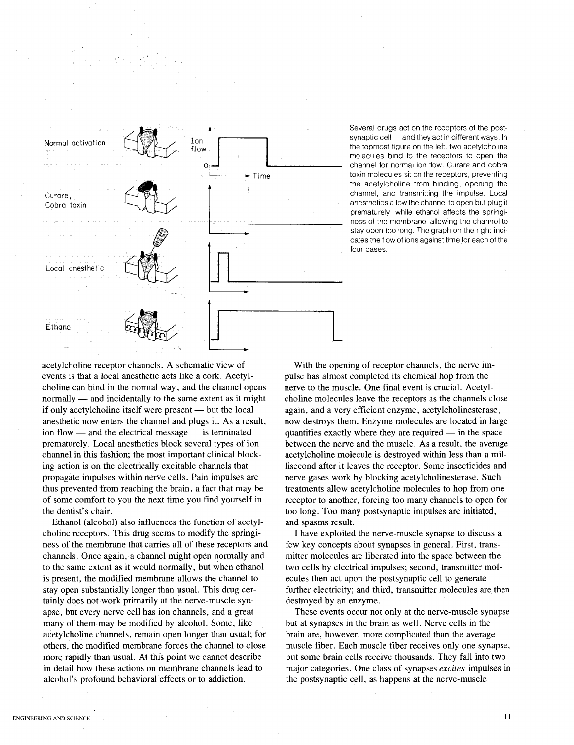Several drugs act on the receptors of the post-synaptic cell — and they act in different ways. In the topmost figure on the left, two acetylcholine molecules bind to the receptors to open the channel for normal ion flow. Curare and cobra toxin molecules sit on the receptors, preventing the acetylcholine from binding, opening the channel, and transmitting the impulse. Local anesthetics allow the channel to open but plug it prematurely, while ethanol affects the springiness of the membrane, allowing the channel to stay open too long. The graph on the right indicates the flow of ions against time for each of the four cases.

acetylcholine receptor channels. A schematic view of events is that a local anesthetic acts like a cork. Acetylcholine can bind in the normal way, and the channel opens normally — and incidentally to the same extent as it might if only acetylcholine itself were present — but the local anesthetic now enters the channel and plugs it. As a result, ion flow — and the electrical message — is terminated prematurely. Local anesthetics block several types of ion channel in this fashion; the most important clinical blocking action is on the electrically excitable channels that propagate impulses within nerve cells. Pain impulses are thus prevented from reaching the brain, a fact that may be of some comfort to you the next time you find yourself in the dentist's chair.

Ethanol (alcohol) also influences the function of acetylcholine receptors. This drug seems to modify the springiness of the membrane that carries all of these receptors and channels. Once again, a channel might open normally and to the same extent as it would normally, but when ethanol is present, the modified membrane allows the channel to stay open substantially longer than usual. This drug certainly does not work primarily at the nerve-muscle synapse, but every nerve cell has ion channels, and a great many of them may be modified by alcohol. Some, like acetylcholine channels, remain open longer than usual; for others, the modified membrane forces the channel to close more rapidly than usual. At this point we cannot describe in detail how these actions on membrane channels lead to alcohol's profound behavioral effects or to addiction.

With the opening of receptor channels, the nerve impulse has almost completed its chemical hop from the nerve to the muscle. One final event is crucial. Acetylcholine molecules leave the receptors as the channels close again, and a very efficient enzyme, acetylcholinesterase, now destroys them. Enzyme molecules are located in large quantities exactly where they are required — in the space between the nerve and the muscle. As a result, the average acetylcholine molecule is destroyed within less than a millisecond after it leaves the receptor. Some insecticides and nerve gases work by blocking acetylcholinesterase. Such treatments allow acetylcholine molecules to hop from one receptor to another, forcing too many channels to open for too long. Too many postsynaptic impulses are initiated, and spasms result.

I have exploited the nerve-muscle synapse to discuss a few key concepts about synapses in general. First, transmitter molecules are liberated into the space between the two cells by electrical impulses; second, transmitter molecules then act upon the postsynaptic cell to generate further electricity; and third, transmitter molecules are then destroyed by an enzyme.

These events occur not only at the nerve-muscle synapse but at synapses in the brain as well. Nerve cells in the brain are, however, more complicated than the average muscle fiber. Each muscle fiber receives only one synapse, but some brain cells receive thousands. They fall into two major categories. One class of synapses *excites* impulses in the postsynaptic cell, as happens at the nerve-muscle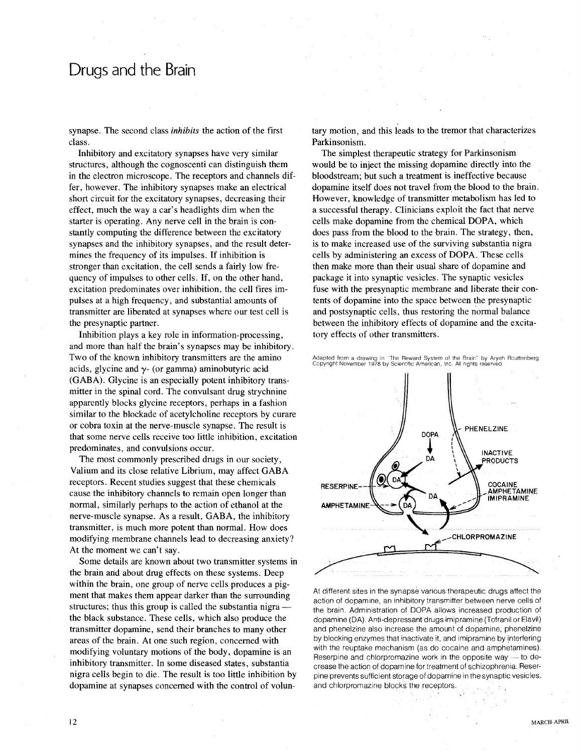synapse. The second class *inhibits* the action of the first class.

Inhibitory and excitatory synapses have very similar structures, although the cognoscenti can distinguish them in the electron microscope. The receptors and channels differ, however. The inhibitory synapses make an electrical short circuit for the excitatory synapses, decreasing their effect, much the way a car's headlights dim when the starter is operating. Any nerve cell in the brain is constantly computing the difference between the excitatory synapses and the inhibitory synapses, and the result determines the frequency of its impulses. If inhibition is stronger than excitation, the cell sends a fairly low frequency of impulses to other cells. If, on the other hand, excitation predominates over inhibition, the cell fires impulses at a high frequency, and substantial amounts of transmitter are liberated at synapses where our test cell is the presynaptic partner.

Inhibition plays a key role in information-processing, and more than half the brain's synapses may be inhibitory. Two of the known inhibitory transmitters are the amino acids, glycine and $\gamma$- (or gamma) aminobutyric acid (GABA). Glycine is an especially potent inhibitory transmitter in the spinal cord. The convulsant drug strychnine apparently blocks glycine receptors, perhaps in a fashion similar to the blockade of acetylcholine receptors by curare or cobra toxin at the nerve-muscle synapse. The result is that some nerve cells receive too little inhibition, excitation predominates, and convulsions occur.

The most commonly prescribed drugs in our society, Valium and its close relative Librium, may affect GABA receptors. Recent studies suggest that these chemicals cause the inhibitory channels to remain open longer than normal, similarly perhaps to the action of ethanol at the nerve-muscle synapse. As a result, GABA, the inhibitory transmitter, is much more potent than normal. How does modifying membrane channels lead to decreasing anxiety? At the moment we can't say.

Some details are known about two transmitter systems in the brain and about drug effects on these systems. Deep within the brain, one group of nerve cells produces a pigment that makes them appear darker than the surrounding structures; thus this group is called the substantia nigra — the black substance. These cells, which also produce the transmitter dopamine, send their branches to many other areas of the brain. At one such region, concerned with modifying voluntary motions of the body, dopamine is an inhibitory transmitter. In some diseased states, substantia nigra cells begin to die. The result is too little inhibition by dopamine at synapses concerned with the control of voluntary motion, and this leads to the tremor that characterizes Parkinsonism.

The simplest therapeutic strategy for Parkinsonism would be to inject the missing dopamine directly into the bloodstream; but such a treatment is ineffective because dopamine itself does not travel from the blood to the brain. However, knowledge of transmitter metabolism has led to a successful therapy. Clinicians exploit the fact that nerve cells make dopamine from the chemical DOPA, which does pass from the blood to the brain. The strategy, then, is to make increased use of the surviving substantia nigra cells by administering an excess of DOPA. These cells then make more than their usual share of dopamine and package it into synaptic vesicles. The synaptic vesicles fuse with the presynaptic membrane and liberate their contents of dopamine into the space between the presynaptic and postsynaptic cells, thus restoring the normal balance between the inhibitory effects of dopamine and the excitatory effects of other transmitters.

Adapted from a drawing in "The Reward System of the Brain" by Aryeh Routtenberg. Copyright November 1978 by Scientific American, Inc. All rights reserved.

At different sites in the synapse various therapeutic drugs affect the action of dopamine, an inhibitory transmitter between nerve cells of the brain. Administration of DOPA allows increased production of dopamine (DA). Anti-depressant drugs imipramine (Tofranil or Elavil) and phenelzine also increase the amount of dopamine, phenelzine by blocking enzymes that inactivate it, and imipramine by interfering with the reuptake mechanism (as do cocaine and amphetamines). Reserpine and chlorpromazine work in the opposite way — to decrease the action of dopamine for treatment of schizophrenia. Reserpine prevents sufficient storage of dopamine in the synaptic vesicles, and chlorpromazine blocks the receptors.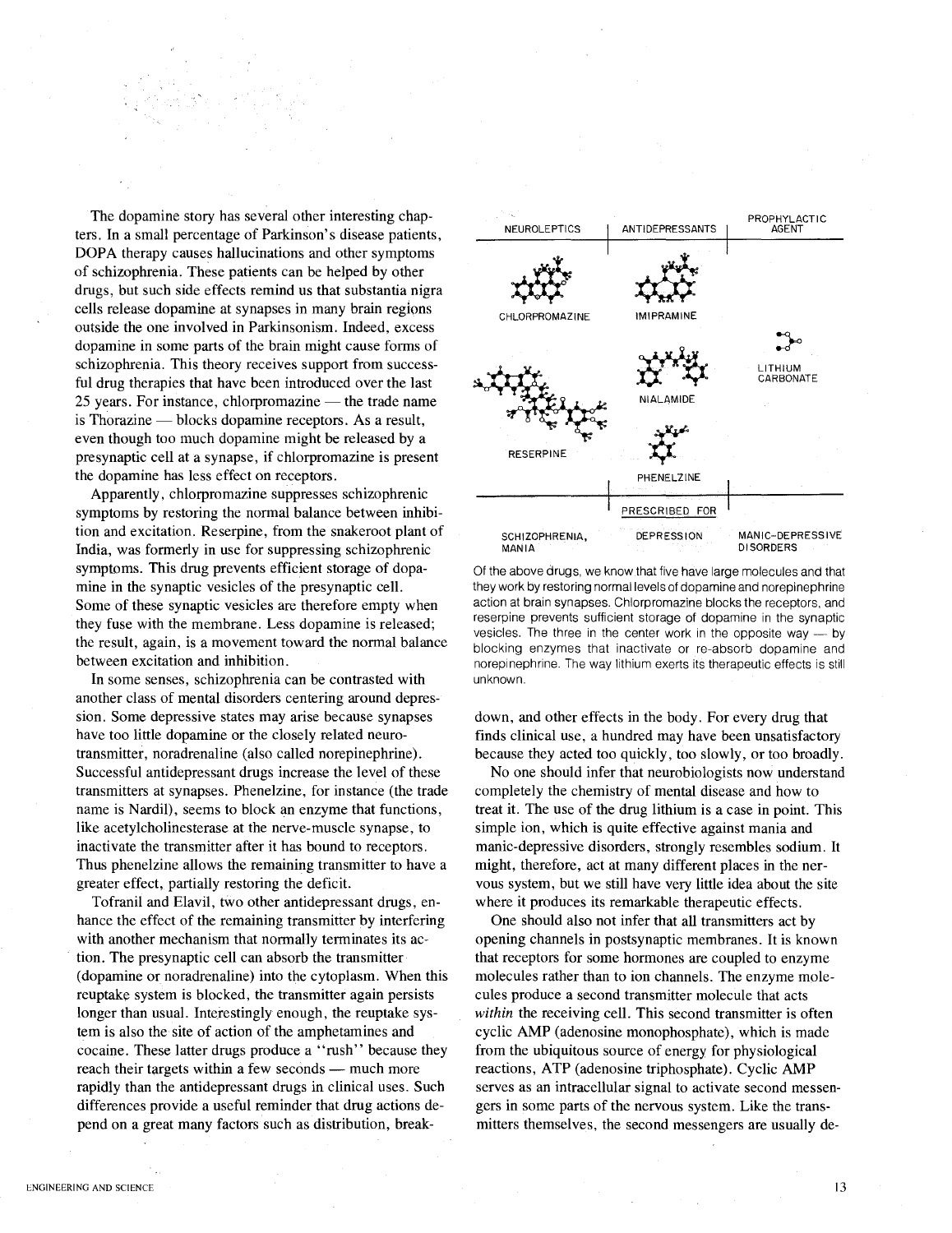The dopamine story has several other interesting chapters. In a small percentage of Parkinson's disease patients, DOPA therapy causes hallucinations and other symptoms of schizophrenia. These patients can be helped by other drugs, but such side effects remind us that substantia nigra cells release dopamine at synapses in many brain regions outside the one involved in Parkinsonism. Indeed, excess dopamine in some parts of the brain might cause forms of schizophrenia. This theory receives support from successful drug therapies that have been introduced over the last 25 years. For instance, chlorpromazine — the trade name is Thorazine — blocks dopamine receptors. As a result, even though too much dopamine might be released by a presynaptic cell at a synapse, if chlorpromazine is present the dopamine has less effect on receptors.

Apparently, chlorpromazine suppresses schizophrenic symptoms by restoring the normal balance between inhibition and excitation. Reserpine, from the snakeroot plant of India, was formerly in use for suppressing schizophrenic symptoms. This drug prevents efficient storage of dopamine in the synaptic vesicles of the presynaptic cell. Some of these synaptic vesicles are therefore empty when they fuse with the membrane. Less dopamine is released; the result, again, is a movement toward the normal balance between excitation and inhibition.

In some senses, schizophrenia can be contrasted with another class of mental disorders centering around depression. Some depressive states may arise because synapses have too little dopamine or the closely related neurotransmitter, noradrenaline (also called norepinephrine). Successful antidepressant drugs increase the level of these transmitters at synapses. Phenelzine, for instance (the trade name is Nardil), seems to block an enzyme that functions, like acetylcholinesterase at the nerve-muscle synapse, to inactivate the transmitter after it has bound to receptors. Thus phenelzine allows the remaining transmitter to have a greater effect, partially restoring the deficit.

Tofranil and Elavil, two other antidepressant drugs, enhance the effect of the remaining transmitter by interfering with another mechanism that normally terminates its action. The presynaptic cell can absorb the transmitter (dopamine or noradrenaline) into the cytoplasm. When this reuptake system is blocked, the transmitter again persists longer than usual. Interestingly enough, the reuptake system is also the site of action of the amphetamines and cocaine. These latter drugs produce a "rush" because they reach their targets within a few seconds — much more rapidly than the antidepressant drugs in clinical uses. Such differences provide a useful reminder that drug actions depend on a great many factors such as distribution, breakdown, and other effects in the body. For every drug that finds clinical use, a hundred may have been unsatisfactory because they acted too quickly, too slowly, or too broadly.

| NEUROLEPTICS | ANTIDEPRESSANTS | PROPHYLACTIC AGENT |
|---|---|---|
| CHLORPROMAZINE | IMIPRAMINE | LITHIUM CARBONATE |
| RESERPINE | NIALAMIDE | |
| | PHENELZINE | |
| **PRESCRIBED FOR** | | |
| SCHIZOPHRENIA, MANIA | DEPRESSION | MANIC-DEPRESSIVE DISORDERS |

Of the above drugs, we know that five have large molecules and that they work by restoring normal levels of dopamine and norepinephrine action at brain synapses. Chlorpromazine blocks the receptors, and reserpine prevents sufficient storage of dopamine in the synaptic vesicles. The three in the center work in the opposite way — by blocking enzymes that inactivate or re-absorb dopamine and norepinephrine. The way lithium exerts its therapeutic effects is still unknown.

No one should infer that neurobiologists now understand completely the chemistry of mental disease and how to treat it. The use of the drug lithium is a case in point. This simple ion, which is quite effective against mania and manic-depressive disorders, strongly resembles sodium. It might, therefore, act at many different places in the nervous system, but we still have very little idea about the site where it produces its remarkable therapeutic effects.

One should also not infer that all transmitters act by opening channels in postsynaptic membranes. It is known that receptors for some hormones are coupled to enzyme molecules rather than to ion channels. The enzyme molecules produce a second transmitter molecule that acts *within* the receiving cell. This second transmitter is often cyclic AMP (adenosine monophosphate), which is made from the ubiquitous source of energy for physiological reactions, ATP (adenosine triphosphate). Cyclic AMP serves as an intracellular signal to activate second messengers in some parts of the nervous system. Like the transmitters themselves, the second messengers are usually de-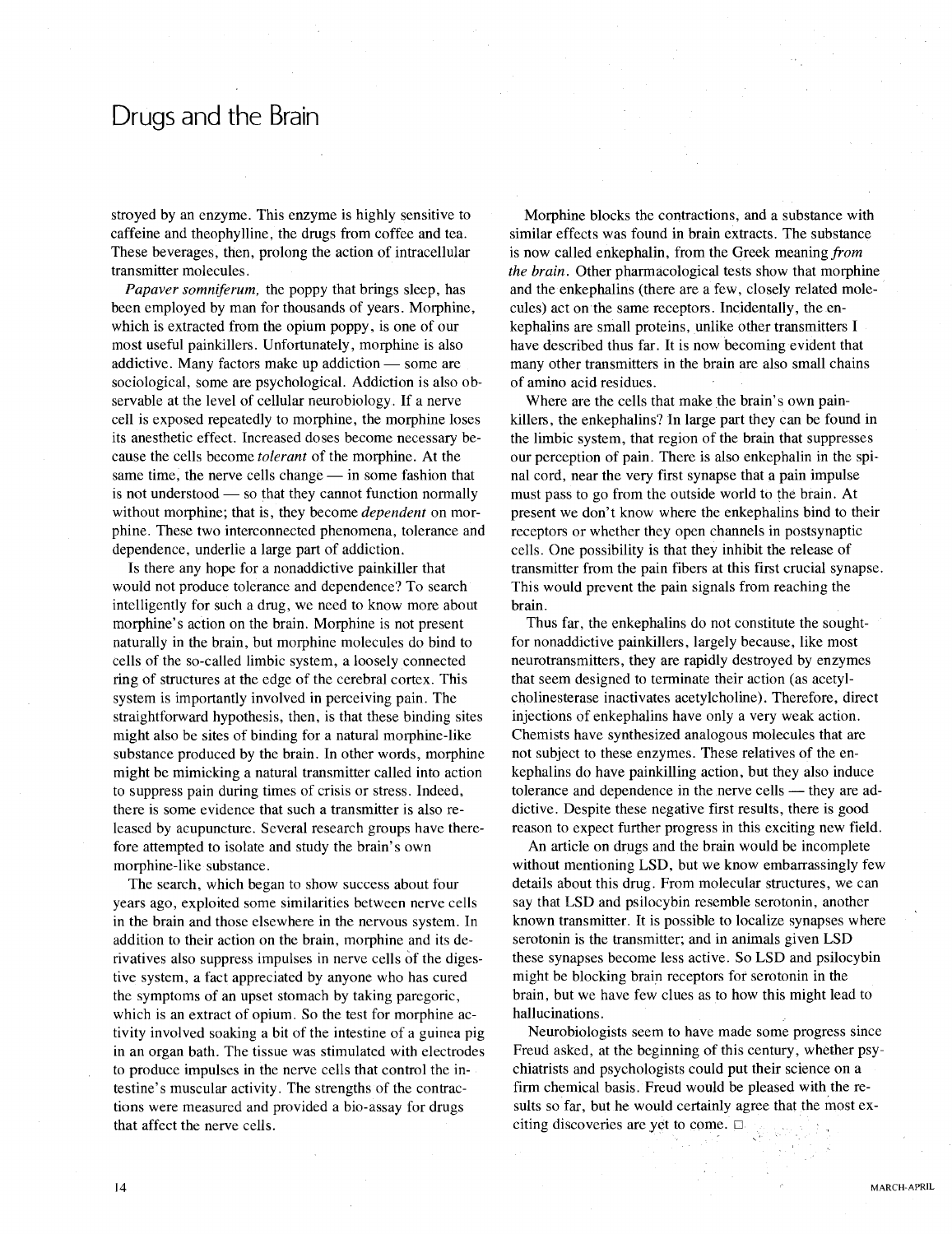stroyed by an enzyme. This enzyme is highly sensitive to caffeine and theophylline, the drugs from coffee and tea. These beverages, then, prolong the action of intracellular transmitter molecules.

*Papaver somniferum,* the poppy that brings sleep, has been employed by man for thousands of years. Morphine, which is extracted from the opium poppy, is one of our most useful painkillers. Unfortunately, morphine is also addictive. Many factors make up addiction — some are sociological, some are psychological. Addiction is also observable at the level of cellular neurobiology. If a nerve cell is exposed repeatedly to morphine, the morphine loses its anesthetic effect. Increased doses become necessary because the cells become *tolerant* of the morphine. At the same time, the nerve cells change — in some fashion that is not understood — so that they cannot function normally without morphine; that is, they become *dependent* on morphine. These two interconnected phenomena, tolerance and dependence, underlie a large part of addiction.

Is there any hope for a nonaddictive painkiller that would not produce tolerance and dependence? To search intelligently for such a drug, we need to know more about morphine's action on the brain. Morphine is not present naturally in the brain, but morphine molecules do bind to cells of the so-called limbic system, a loosely connected ring of structures at the edge of the cerebral cortex. This system is importantly involved in perceiving pain. The straightforward hypothesis, then, is that these binding sites might also be sites of binding for a natural morphine-like substance produced by the brain. In other words, morphine might be mimicking a natural transmitter called into action to suppress pain during times of crisis or stress. Indeed, there is some evidence that such a transmitter is also released by acupuncture. Several research groups have therefore attempted to isolate and study the brain's own morphine-like substance.

The search, which began to show success about four years ago, exploited some similarities between nerve cells in the brain and those elsewhere in the nervous system. In addition to their action on the brain, morphine and its derivatives also suppress impulses in nerve cells of the digestive system, a fact appreciated by anyone who has cured the symptoms of an upset stomach by taking paregoric, which is an extract of opium. So the test for morphine activity involved soaking a bit of the intestine of a guinea pig in an organ bath. The tissue was stimulated with electrodes to produce impulses in the nerve cells that control the intestine's muscular activity. The strengths of the contractions were measured and provided a bio-assay for drugs that affect the nerve cells.

Morphine blocks the contractions, and a substance with similar effects was found in brain extracts. The substance is now called enkephalin, from the Greek meaning *from the brain*. Other pharmacological tests show that morphine and the enkephalins (there are a few, closely related molecules) act on the same receptors. Incidentally, the enkephalins are small proteins, unlike other transmitters I have described thus far. It is now becoming evident that many other transmitters in the brain are also small chains of amino acid residues.

Where are the cells that make the brain's own painkillers, the enkephalins? In large part they can be found in the limbic system, that region of the brain that suppresses our perception of pain. There is also enkephalin in the spinal cord, near the very first synapse that a pain impulse must pass to go from the outside world to the brain. At present we don't know where the enkephalins bind to their receptors or whether they open channels in postsynaptic cells. One possibility is that they inhibit the release of transmitter from the pain fibers at this first crucial synapse. This would prevent the pain signals from reaching the brain.

Thus far, the enkephalins do not constitute the sought-for nonaddictive painkillers, largely because, like most neurotransmitters, they are rapidly destroyed by enzymes that seem designed to terminate their action (as acetylcholinesterase inactivates acetylcholine). Therefore, direct injections of enkephalins have only a very weak action. Chemists have synthesized analogous molecules that are not subject to these enzymes. These relatives of the enkephalins do have painkilling action, but they also induce tolerance and dependence in the nerve cells — they are addictive. Despite these negative first results, there is good reason to expect further progress in this exciting new field.

An article on drugs and the brain would be incomplete without mentioning LSD, but we know embarrassingly few details about this drug. From molecular structures, we can say that LSD and psilocybin resemble serotonin, another known transmitter. It is possible to localize synapses where serotonin is the transmitter; and in animals given LSD these synapses become less active. So LSD and psilocybin might be blocking brain receptors for serotonin in the brain, but we have few clues as to how this might lead to hallucinations.

Neurobiologists seem to have made some progress since Freud asked, at the beginning of this century, whether psychiatrists and psychologists could put their science on a firm chemical basis. Freud would be pleased with the results so far, but he would certainly agree that the most exciting discoveries are yet to come. □